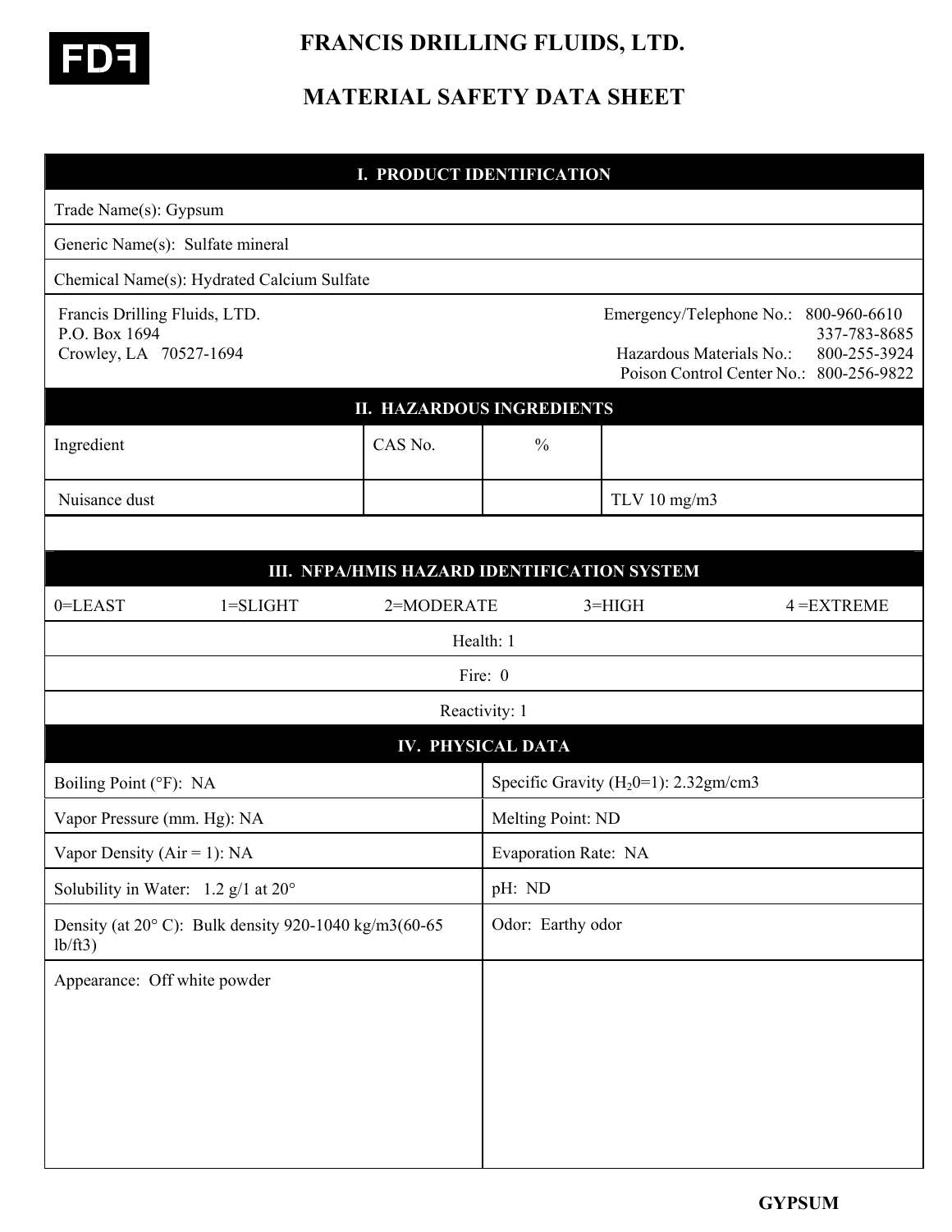# FRANCIS DRILLING FLUIDS, LTD.

# MATERIAL SAFETY DATA SHEET

## I. PRODUCT IDENTIFICATION

Trade Name(s): Gypsum

Generic Name(s): Sulfate mineral

Chemical Name(s): Hydrated Calcium Sulfate

Francis Drilling Fluids, LTD.
P.O. Box 1694
Crowley, LA 70527-1694

Emergency/Telephone No.: 800-960-6610
337-783-8685
Hazardous Materials No.: 800-255-3924
Poison Control Center No.: 800-256-9822

## II. HAZARDOUS INGREDIENTS

| Ingredient | CAS No. | % | |
|---|---|---|---|
| Nuisance dust | | | TLV 10 mg/m3 |

## III. NFPA/HMIS HAZARD IDENTIFICATION SYSTEM

0=LEAST 1=SLIGHT 2=MODERATE 3=HIGH 4 =EXTREME

Health: 1

Fire: 0

Reactivity: 1

## IV. PHYSICAL DATA

| | |
|---|---|
| Boiling Point (°F): NA | Specific Gravity ($H_20$=1): 2.32gm/cm3 |
| Vapor Pressure (mm. Hg): NA | Melting Point: ND |
| Vapor Density (Air = 1): NA | Evaporation Rate: NA |
| Solubility in Water: 1.2 g/1 at 20° | pH: ND |
| Density (at 20° C): Bulk density 920-1040 kg/m3(60-65 lb/ft3) | Odor: Earthy odor |
| Appearance: Off white powder | |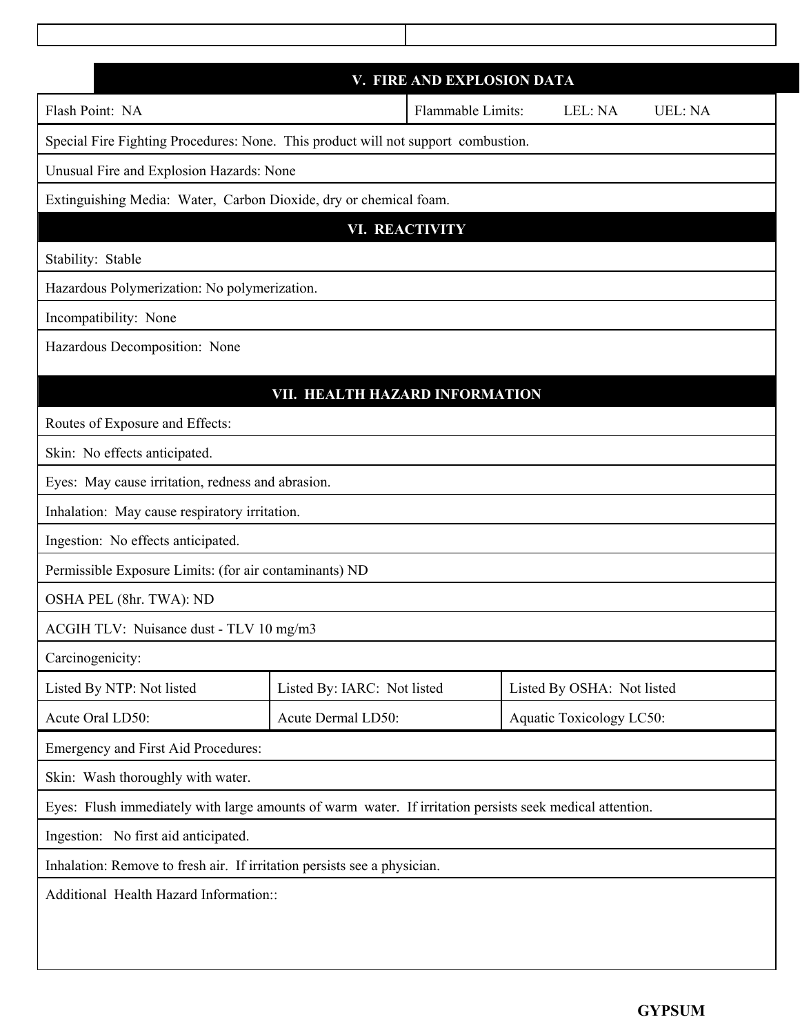## V. FIRE AND EXPLOSION DATA

Flash Point: NA

Flammable Limits: LEL: NA UEL: NA

Special Fire Fighting Procedures: None. This product will not support combustion.

Unusual Fire and Explosion Hazards: None

Extinguishing Media: Water, Carbon Dioxide, dry or chemical foam.

## VI. REACTIVITY

Stability: Stable

Hazardous Polymerization: No polymerization.

Incompatibility: None

Hazardous Decomposition: None

## VII. HEALTH HAZARD INFORMATION

Routes of Exposure and Effects:

Skin: No effects anticipated.

Eyes: May cause irritation, redness and abrasion.

Inhalation: May cause respiratory irritation.

Ingestion: No effects anticipated.

Permissible Exposure Limits: (for air contaminants) ND

OSHA PEL (8hr. TWA): ND

ACGIH TLV: Nuisance dust - TLV 10 mg/m3

Carcinogenicity:

| | | |
|---|---|---|
| Listed By NTP: Not listed | Listed By: IARC: Not listed | Listed By OSHA: Not listed |
| Acute Oral LD50: | Acute Dermal LD50: | Aquatic Toxicology LC50: |

Emergency and First Aid Procedures:

Skin: Wash thoroughly with water.

Eyes: Flush immediately with large amounts of warm water. If irritation persists seek medical attention.

Ingestion: No first aid anticipated.

Inhalation: Remove to fresh air. If irritation persists see a physician.

Additional Health Hazard Information::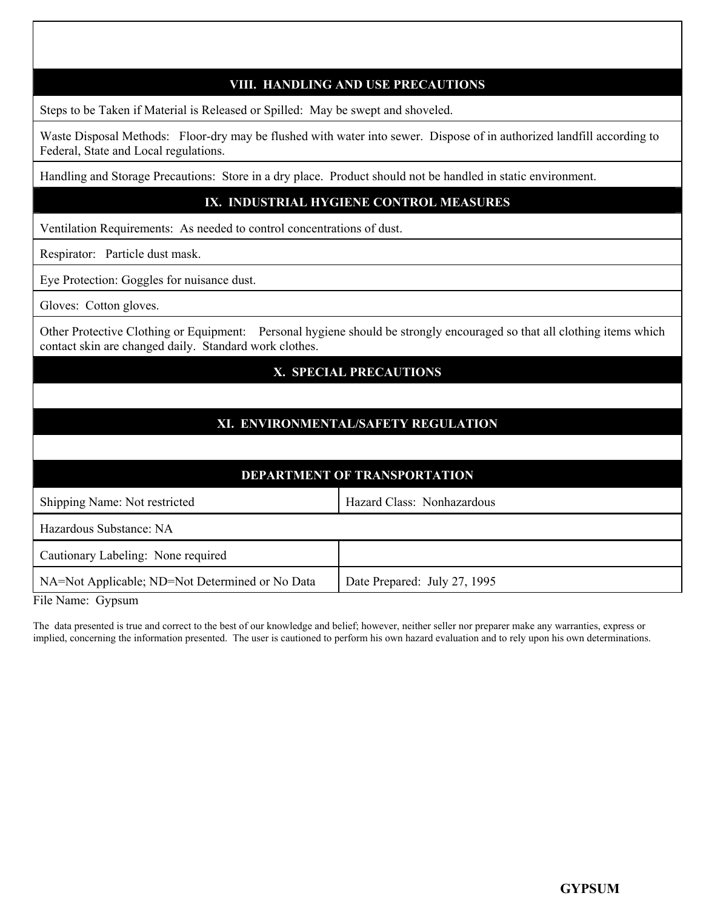## VIII. HANDLING AND USE PRECAUTIONS

Steps to be Taken if Material is Released or Spilled: May be swept and shoveled.

Waste Disposal Methods: Floor-dry may be flushed with water into sewer. Dispose of in authorized landfill according to Federal, State and Local regulations.

Handling and Storage Precautions: Store in a dry place. Product should not be handled in static environment.

## IX. INDUSTRIAL HYGIENE CONTROL MEASURES

Ventilation Requirements: As needed to control concentrations of dust.

Respirator: Particle dust mask.

Eye Protection: Goggles for nuisance dust.

Gloves: Cotton gloves.

Other Protective Clothing or Equipment: Personal hygiene should be strongly encouraged so that all clothing items which contact skin are changed daily. Standard work clothes.

## X. SPECIAL PRECAUTIONS

## XI. ENVIRONMENTAL/SAFETY REGULATION

## DEPARTMENT OF TRANSPORTATION

| | |
|---|---|
| Shipping Name: Not restricted | Hazard Class: Nonhazardous |
| Hazardous Substance: NA | |
| Cautionary Labeling: None required | |
| NA=Not Applicable; ND=Not Determined or No Data | Date Prepared: July 27, 1995 |

File Name: Gypsum

The data presented is true and correct to the best of our knowledge and belief; however, neither seller nor preparer make any warranties, express or implied, concerning the information presented. The user is cautioned to perform his own hazard evaluation and to rely upon his own determinations.